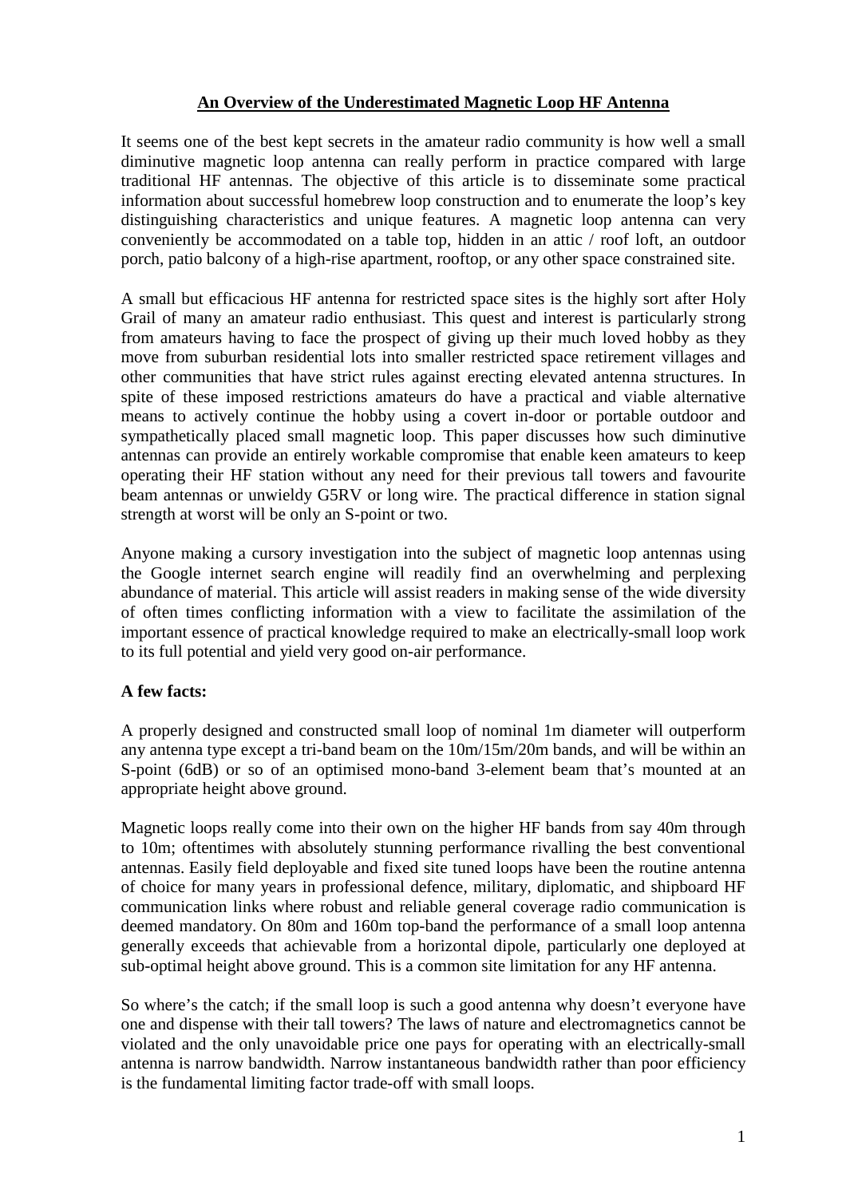# An Overview of the Underestimated Magnetic Loop HF Antenna

It seems one of the best kept secrets in the amateur radio community is how well a small diminutive magnetic loop antenna can really perform in practice compared with large traditional HF antennas. The objective of this article is to disseminate some practical information about successful homebrew loop construction and to enumerate the loop's key distinguishing characteristics and unique features. A magnetic loop antenna can very conveniently be accommodated on a table top, hidden in an attic / roof loft, an outdoor porch, patio balcony of a high-rise apartment, rooftop, or any other space constrained site.

A small but efficacious HF antenna for restricted space sites is the highly sort after Holy Grail of many an amateur radio enthusiast. This quest and interest is particularly strong from amateurs having to face the prospect of giving up their much loved hobby as they move from suburban residential lots into smaller restricted space retirement villages and other communities that have strict rules against erecting elevated antenna structures. In spite of these imposed restrictions amateurs do have a practical and viable alternative means to actively continue the hobby using a covert in-door or portable outdoor and sympathetically placed small magnetic loop. This paper discusses how such diminutive antennas can provide an entirely workable compromise that enable keen amateurs to keep operating their HF station without any need for their previous tall towers and favourite beam antennas or unwieldy G5RV or long wire. The practical difference in station signal strength at worst will be only an S-point or two.

Anyone making a cursory investigation into the subject of magnetic loop antennas using the Google internet search engine will readily find an overwhelming and perplexing abundance of material. This article will assist readers in making sense of the wide diversity of often times conflicting information with a view to facilitate the assimilation of the important essence of practical knowledge required to make an electrically-small loop work to its full potential and yield very good on-air performance.

**A few facts:**

A properly designed and constructed small loop of nominal 1m diameter will outperform any antenna type except a tri-band beam on the 10m/15m/20m bands, and will be within an S-point (6dB) or so of an optimised mono-band 3-element beam that's mounted at an appropriate height above ground.

Magnetic loops really come into their own on the higher HF bands from say 40m through to 10m; oftentimes with absolutely stunning performance rivalling the best conventional antennas. Easily field deployable and fixed site tuned loops have been the routine antenna of choice for many years in professional defence, military, diplomatic, and shipboard HF communication links where robust and reliable general coverage radio communication is deemed mandatory. On 80m and 160m top-band the performance of a small loop antenna generally exceeds that achievable from a horizontal dipole, particularly one deployed at sub-optimal height above ground. This is a common site limitation for any HF antenna.

So where's the catch; if the small loop is such a good antenna why doesn't everyone have one and dispense with their tall towers? The laws of nature and electromagnetics cannot be violated and the only unavoidable price one pays for operating with an electrically-small antenna is narrow bandwidth. Narrow instantaneous bandwidth rather than poor efficiency is the fundamental limiting factor trade-off with small loops.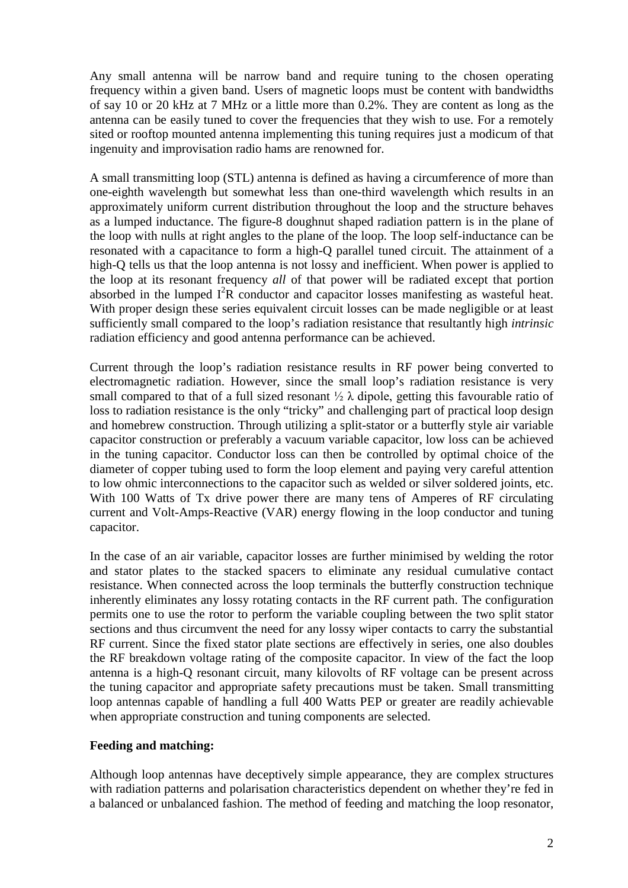Any small antenna will be narrow band and require tuning to the chosen operating frequency within a given band. Users of magnetic loops must be content with bandwidths of say 10 or 20 kHz at 7 MHz or a little more than 0.2%. They are content as long as the antenna can be easily tuned to cover the frequencies that they wish to use. For a remotely sited or rooftop mounted antenna implementing this tuning requires just a modicum of that ingenuity and improvisation radio hams are renowned for.

A small transmitting loop (STL) antenna is defined as having a circumference of more than one-eighth wavelength but somewhat less than one-third wavelength which results in an approximately uniform current distribution throughout the loop and the structure behaves as a lumped inductance. The figure-8 doughnut shaped radiation pattern is in the plane of the loop with nulls at right angles to the plane of the loop. The loop self-inductance can be resonated with a capacitance to form a high-Q parallel tuned circuit. The attainment of a high-Q tells us that the loop antenna is not lossy and inefficient. When power is applied to the loop at its resonant frequency *all* of that power will be radiated except that portion absorbed in the lumped $I^2R$ conductor and capacitor losses manifesting as wasteful heat. With proper design these series equivalent circuit losses can be made negligible or at least sufficiently small compared to the loop's radiation resistance that resultantly high *intrinsic* radiation efficiency and good antenna performance can be achieved.

Current through the loop's radiation resistance results in RF power being converted to electromagnetic radiation. However, since the small loop's radiation resistance is very small compared to that of a full sized resonant ½ λ dipole, getting this favourable ratio of loss to radiation resistance is the only "tricky" and challenging part of practical loop design and homebrew construction. Through utilizing a split-stator or a butterfly style air variable capacitor construction or preferably a vacuum variable capacitor, low loss can be achieved in the tuning capacitor. Conductor loss can then be controlled by optimal choice of the diameter of copper tubing used to form the loop element and paying very careful attention to low ohmic interconnections to the capacitor such as welded or silver soldered joints, etc. With 100 Watts of Tx drive power there are many tens of Amperes of RF circulating current and Volt-Amps-Reactive (VAR) energy flowing in the loop conductor and tuning capacitor.

In the case of an air variable, capacitor losses are further minimised by welding the rotor and stator plates to the stacked spacers to eliminate any residual cumulative contact resistance. When connected across the loop terminals the butterfly construction technique inherently eliminates any lossy rotating contacts in the RF current path. The configuration permits one to use the rotor to perform the variable coupling between the two split stator sections and thus circumvent the need for any lossy wiper contacts to carry the substantial RF current. Since the fixed stator plate sections are effectively in series, one also doubles the RF breakdown voltage rating of the composite capacitor. In view of the fact the loop antenna is a high-Q resonant circuit, many kilovolts of RF voltage can be present across the tuning capacitor and appropriate safety precautions must be taken. Small transmitting loop antennas capable of handling a full 400 Watts PEP or greater are readily achievable when appropriate construction and tuning components are selected.

**Feeding and matching:**

Although loop antennas have deceptively simple appearance, they are complex structures with radiation patterns and polarisation characteristics dependent on whether they're fed in a balanced or unbalanced fashion. The method of feeding and matching the loop resonator,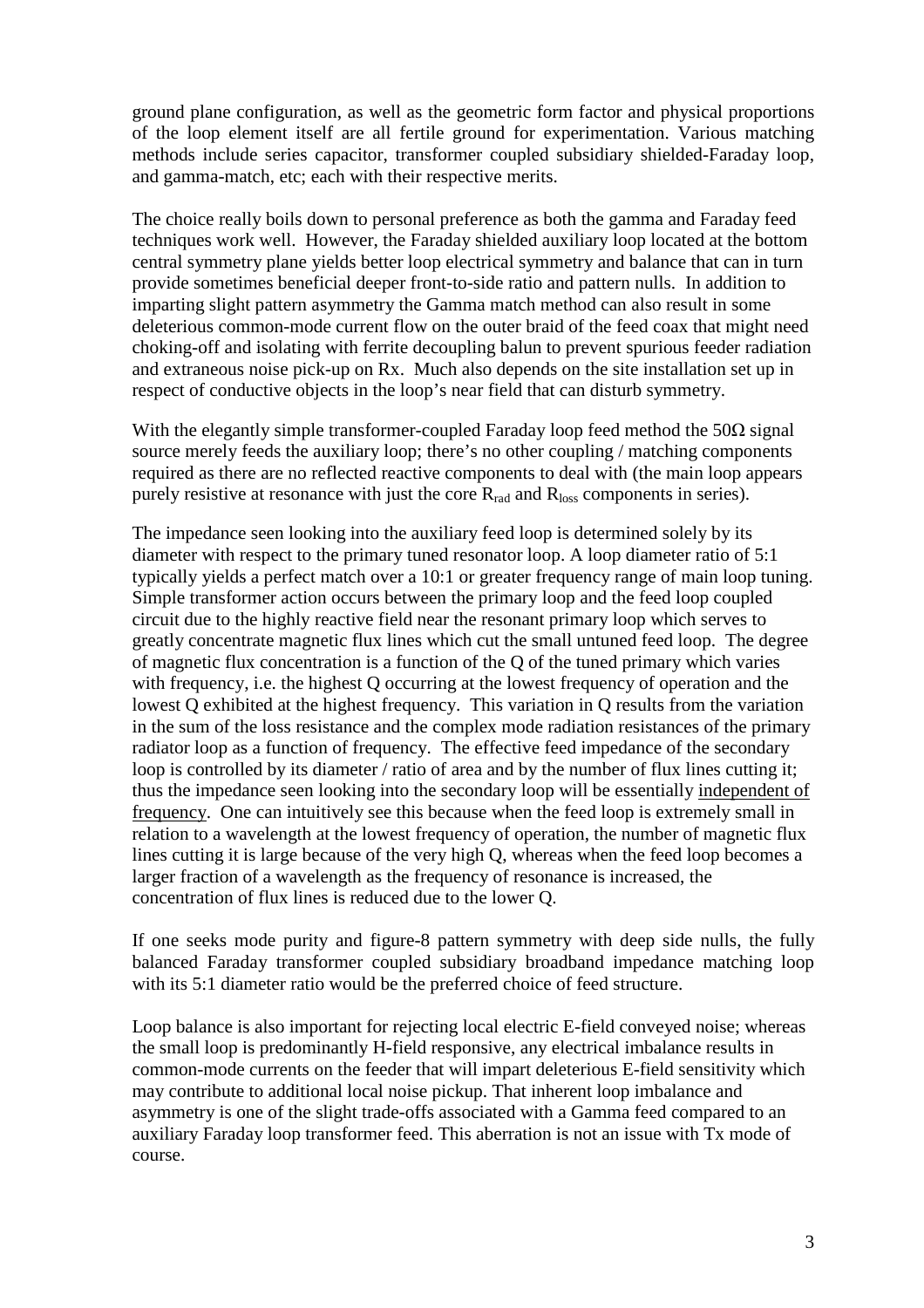ground plane configuration, as well as the geometric form factor and physical proportions of the loop element itself are all fertile ground for experimentation. Various matching methods include series capacitor, transformer coupled subsidiary shielded-Faraday loop, and gamma-match, etc; each with their respective merits.

The choice really boils down to personal preference as both the gamma and Faraday feed techniques work well. However, the Faraday shielded auxiliary loop located at the bottom central symmetry plane yields better loop electrical symmetry and balance that can in turn provide sometimes beneficial deeper front-to-side ratio and pattern nulls. In addition to imparting slight pattern asymmetry the Gamma match method can also result in some deleterious common-mode current flow on the outer braid of the feed coax that might need choking-off and isolating with ferrite decoupling balun to prevent spurious feeder radiation and extraneous noise pick-up on Rx. Much also depends on the site installation set up in respect of conductive objects in the loop's near field that can disturb symmetry.

With the elegantly simple transformer-coupled Faraday loop feed method the 50Ω signal source merely feeds the auxiliary loop; there's no other coupling / matching components required as there are no reflected reactive components to deal with (the main loop appears purely resistive at resonance with just the core $R_{rad}$ and $R_{loss}$ components in series).

The impedance seen looking into the auxiliary feed loop is determined solely by its diameter with respect to the primary tuned resonator loop. A loop diameter ratio of 5:1 typically yields a perfect match over a 10:1 or greater frequency range of main loop tuning. Simple transformer action occurs between the primary loop and the feed loop coupled circuit due to the highly reactive field near the resonant primary loop which serves to greatly concentrate magnetic flux lines which cut the small untuned feed loop. The degree of magnetic flux concentration is a function of the Q of the tuned primary which varies with frequency, i.e. the highest Q occurring at the lowest frequency of operation and the lowest Q exhibited at the highest frequency. This variation in Q results from the variation in the sum of the loss resistance and the complex mode radiation resistances of the primary radiator loop as a function of frequency. The effective feed impedance of the secondary loop is controlled by its diameter / ratio of area and by the number of flux lines cutting it; thus the impedance seen looking into the secondary loop will be essentially <u>independent of frequency</u>. One can intuitively see this because when the feed loop is extremely small in relation to a wavelength at the lowest frequency of operation, the number of magnetic flux lines cutting it is large because of the very high Q, whereas when the feed loop becomes a larger fraction of a wavelength as the frequency of resonance is increased, the concentration of flux lines is reduced due to the lower Q.

If one seeks mode purity and figure-8 pattern symmetry with deep side nulls, the fully balanced Faraday transformer coupled subsidiary broadband impedance matching loop with its 5:1 diameter ratio would be the preferred choice of feed structure.

Loop balance is also important for rejecting local electric E-field conveyed noise; whereas the small loop is predominantly H-field responsive, any electrical imbalance results in common-mode currents on the feeder that will impart deleterious E-field sensitivity which may contribute to additional local noise pickup. That inherent loop imbalance and asymmetry is one of the slight trade-offs associated with a Gamma feed compared to an auxiliary Faraday loop transformer feed. This aberration is not an issue with Tx mode of course.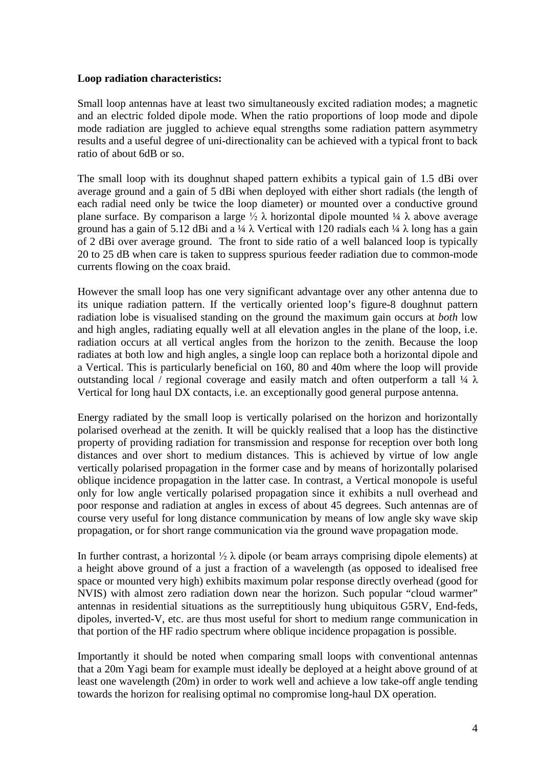**Loop radiation characteristics:**

Small loop antennas have at least two simultaneously excited radiation modes; a magnetic and an electric folded dipole mode. When the ratio proportions of loop mode and dipole mode radiation are juggled to achieve equal strengths some radiation pattern asymmetry results and a useful degree of uni-directionality can be achieved with a typical front to back ratio of about 6dB or so.

The small loop with its doughnut shaped pattern exhibits a typical gain of 1.5 dBi over average ground and a gain of 5 dBi when deployed with either short radials (the length of each radial need only be twice the loop diameter) or mounted over a conductive ground plane surface. By comparison a large ½ λ horizontal dipole mounted ¼ λ above average ground has a gain of 5.12 dBi and a ¼ λ Vertical with 120 radials each ¼ λ long has a gain of 2 dBi over average ground. The front to side ratio of a well balanced loop is typically 20 to 25 dB when care is taken to suppress spurious feeder radiation due to common-mode currents flowing on the coax braid.

However the small loop has one very significant advantage over any other antenna due to its unique radiation pattern. If the vertically oriented loop's figure-8 doughnut pattern radiation lobe is visualised standing on the ground the maximum gain occurs at *both* low and high angles, radiating equally well at all elevation angles in the plane of the loop, i.e. radiation occurs at all vertical angles from the horizon to the zenith. Because the loop radiates at both low and high angles, a single loop can replace both a horizontal dipole and a Vertical. This is particularly beneficial on 160, 80 and 40m where the loop will provide outstanding local / regional coverage and easily match and often outperform a tall ¼ λ Vertical for long haul DX contacts, i.e. an exceptionally good general purpose antenna.

Energy radiated by the small loop is vertically polarised on the horizon and horizontally polarised overhead at the zenith. It will be quickly realised that a loop has the distinctive property of providing radiation for transmission and response for reception over both long distances and over short to medium distances. This is achieved by virtue of low angle vertically polarised propagation in the former case and by means of horizontally polarised oblique incidence propagation in the latter case. In contrast, a Vertical monopole is useful only for low angle vertically polarised propagation since it exhibits a null overhead and poor response and radiation at angles in excess of about 45 degrees. Such antennas are of course very useful for long distance communication by means of low angle sky wave skip propagation, or for short range communication via the ground wave propagation mode.

In further contrast, a horizontal ½ λ dipole (or beam arrays comprising dipole elements) at a height above ground of a just a fraction of a wavelength (as opposed to idealised free space or mounted very high) exhibits maximum polar response directly overhead (good for NVIS) with almost zero radiation down near the horizon. Such popular "cloud warmer" antennas in residential situations as the surreptitiously hung ubiquitous G5RV, End-feds, dipoles, inverted-V, etc. are thus most useful for short to medium range communication in that portion of the HF radio spectrum where oblique incidence propagation is possible.

Importantly it should be noted when comparing small loops with conventional antennas that a 20m Yagi beam for example must ideally be deployed at a height above ground of at least one wavelength (20m) in order to work well and achieve a low take-off angle tending towards the horizon for realising optimal no compromise long-haul DX operation.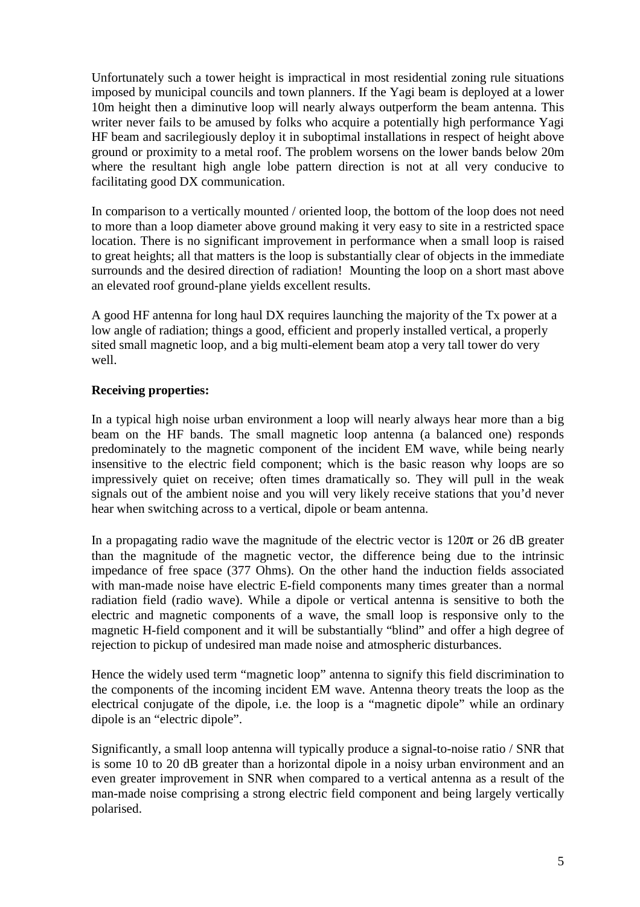Unfortunately such a tower height is impractical in most residential zoning rule situations imposed by municipal councils and town planners. If the Yagi beam is deployed at a lower 10m height then a diminutive loop will nearly always outperform the beam antenna. This writer never fails to be amused by folks who acquire a potentially high performance Yagi HF beam and sacrilegiously deploy it in suboptimal installations in respect of height above ground or proximity to a metal roof. The problem worsens on the lower bands below 20m where the resultant high angle lobe pattern direction is not at all very conducive to facilitating good DX communication.

In comparison to a vertically mounted / oriented loop, the bottom of the loop does not need to more than a loop diameter above ground making it very easy to site in a restricted space location. There is no significant improvement in performance when a small loop is raised to great heights; all that matters is the loop is substantially clear of objects in the immediate surrounds and the desired direction of radiation! Mounting the loop on a short mast above an elevated roof ground-plane yields excellent results.

A good HF antenna for long haul DX requires launching the majority of the Tx power at a low angle of radiation; things a good, efficient and properly installed vertical, a properly sited small magnetic loop, and a big multi-element beam atop a very tall tower do very well.

**Receiving properties:**

In a typical high noise urban environment a loop will nearly always hear more than a big beam on the HF bands. The small magnetic loop antenna (a balanced one) responds predominately to the magnetic component of the incident EM wave, while being nearly insensitive to the electric field component; which is the basic reason why loops are so impressively quiet on receive; often times dramatically so. They will pull in the weak signals out of the ambient noise and you will very likely receive stations that you'd never hear when switching across to a vertical, dipole or beam antenna.

In a propagating radio wave the magnitude of the electric vector is $120\pi$ or 26 dB greater than the magnitude of the magnetic vector, the difference being due to the intrinsic impedance of free space (377 Ohms). On the other hand the induction fields associated with man-made noise have electric E-field components many times greater than a normal radiation field (radio wave). While a dipole or vertical antenna is sensitive to both the electric and magnetic components of a wave, the small loop is responsive only to the magnetic H-field component and it will be substantially "blind" and offer a high degree of rejection to pickup of undesired man made noise and atmospheric disturbances.

Hence the widely used term "magnetic loop" antenna to signify this field discrimination to the components of the incoming incident EM wave. Antenna theory treats the loop as the electrical conjugate of the dipole, i.e. the loop is a "magnetic dipole" while an ordinary dipole is an "electric dipole".

Significantly, a small loop antenna will typically produce a signal-to-noise ratio / SNR that is some 10 to 20 dB greater than a horizontal dipole in a noisy urban environment and an even greater improvement in SNR when compared to a vertical antenna as a result of the man-made noise comprising a strong electric field component and being largely vertically polarised.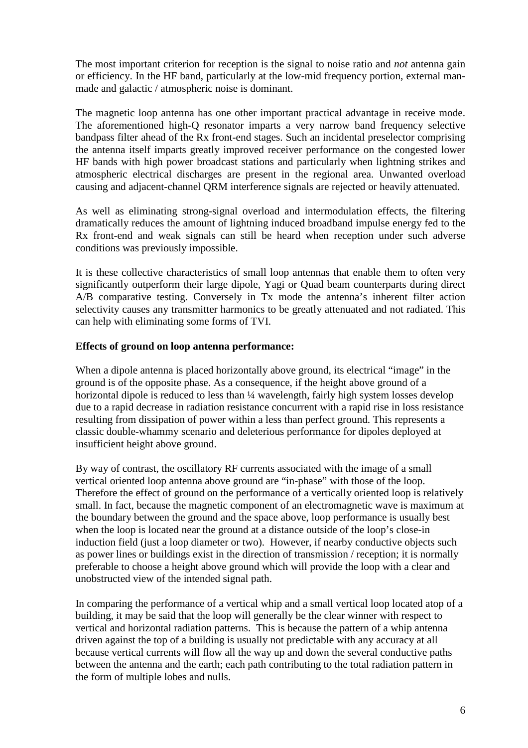The most important criterion for reception is the signal to noise ratio and *not* antenna gain or efficiency. In the HF band, particularly at the low-mid frequency portion, external man-made and galactic / atmospheric noise is dominant.

The magnetic loop antenna has one other important practical advantage in receive mode. The aforementioned high-Q resonator imparts a very narrow band frequency selective bandpass filter ahead of the Rx front-end stages. Such an incidental preselector comprising the antenna itself imparts greatly improved receiver performance on the congested lower HF bands with high power broadcast stations and particularly when lightning strikes and atmospheric electrical discharges are present in the regional area. Unwanted overload causing and adjacent-channel QRM interference signals are rejected or heavily attenuated.

As well as eliminating strong-signal overload and intermodulation effects, the filtering dramatically reduces the amount of lightning induced broadband impulse energy fed to the Rx front-end and weak signals can still be heard when reception under such adverse conditions was previously impossible.

It is these collective characteristics of small loop antennas that enable them to often very significantly outperform their large dipole, Yagi or Quad beam counterparts during direct A/B comparative testing. Conversely in Tx mode the antenna's inherent filter action selectivity causes any transmitter harmonics to be greatly attenuated and not radiated. This can help with eliminating some forms of TVI.

**Effects of ground on loop antenna performance:**

When a dipole antenna is placed horizontally above ground, its electrical "image" in the ground is of the opposite phase. As a consequence, if the height above ground of a horizontal dipole is reduced to less than ¼ wavelength, fairly high system losses develop due to a rapid decrease in radiation resistance concurrent with a rapid rise in loss resistance resulting from dissipation of power within a less than perfect ground. This represents a classic double-whammy scenario and deleterious performance for dipoles deployed at insufficient height above ground.

By way of contrast, the oscillatory RF currents associated with the image of a small vertical oriented loop antenna above ground are "in-phase" with those of the loop. Therefore the effect of ground on the performance of a vertically oriented loop is relatively small. In fact, because the magnetic component of an electromagnetic wave is maximum at the boundary between the ground and the space above, loop performance is usually best when the loop is located near the ground at a distance outside of the loop's close-in induction field (just a loop diameter or two). However, if nearby conductive objects such as power lines or buildings exist in the direction of transmission / reception; it is normally preferable to choose a height above ground which will provide the loop with a clear and unobstructed view of the intended signal path.

In comparing the performance of a vertical whip and a small vertical loop located atop of a building, it may be said that the loop will generally be the clear winner with respect to vertical and horizontal radiation patterns. This is because the pattern of a whip antenna driven against the top of a building is usually not predictable with any accuracy at all because vertical currents will flow all the way up and down the several conductive paths between the antenna and the earth; each path contributing to the total radiation pattern in the form of multiple lobes and nulls.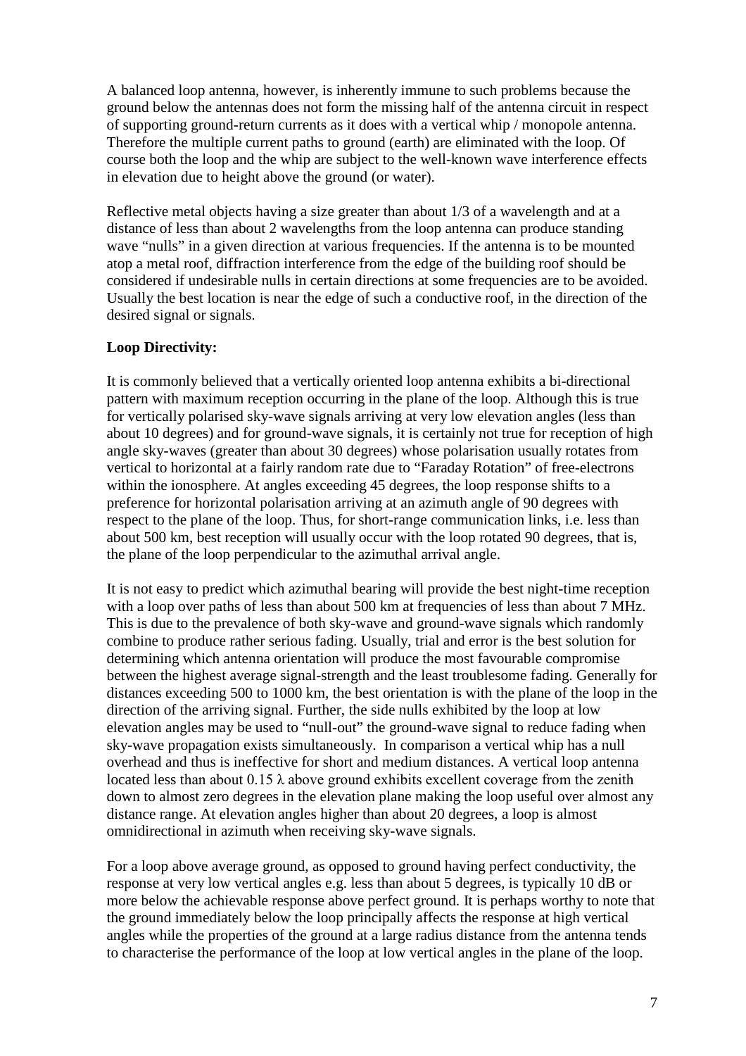A balanced loop antenna, however, is inherently immune to such problems because the ground below the antennas does not form the missing half of the antenna circuit in respect of supporting ground-return currents as it does with a vertical whip / monopole antenna. Therefore the multiple current paths to ground (earth) are eliminated with the loop. Of course both the loop and the whip are subject to the well-known wave interference effects in elevation due to height above the ground (or water).

Reflective metal objects having a size greater than about 1/3 of a wavelength and at a distance of less than about 2 wavelengths from the loop antenna can produce standing wave "nulls" in a given direction at various frequencies. If the antenna is to be mounted atop a metal roof, diffraction interference from the edge of the building roof should be considered if undesirable nulls in certain directions at some frequencies are to be avoided. Usually the best location is near the edge of such a conductive roof, in the direction of the desired signal or signals.

**Loop Directivity:**

It is commonly believed that a vertically oriented loop antenna exhibits a bi-directional pattern with maximum reception occurring in the plane of the loop. Although this is true for vertically polarised sky-wave signals arriving at very low elevation angles (less than about 10 degrees) and for ground-wave signals, it is certainly not true for reception of high angle sky-waves (greater than about 30 degrees) whose polarisation usually rotates from vertical to horizontal at a fairly random rate due to "Faraday Rotation" of free-electrons within the ionosphere. At angles exceeding 45 degrees, the loop response shifts to a preference for horizontal polarisation arriving at an azimuth angle of 90 degrees with respect to the plane of the loop. Thus, for short-range communication links, i.e. less than about 500 km, best reception will usually occur with the loop rotated 90 degrees, that is, the plane of the loop perpendicular to the azimuthal arrival angle.

It is not easy to predict which azimuthal bearing will provide the best night-time reception with a loop over paths of less than about 500 km at frequencies of less than about 7 MHz. This is due to the prevalence of both sky-wave and ground-wave signals which randomly combine to produce rather serious fading. Usually, trial and error is the best solution for determining which antenna orientation will produce the most favourable compromise between the highest average signal-strength and the least troublesome fading. Generally for distances exceeding 500 to 1000 km, the best orientation is with the plane of the loop in the direction of the arriving signal. Further, the side nulls exhibited by the loop at low elevation angles may be used to "null-out" the ground-wave signal to reduce fading when sky-wave propagation exists simultaneously. In comparison a vertical whip has a null overhead and thus is ineffective for short and medium distances. A vertical loop antenna located less than about 0.15 $\lambda$ above ground exhibits excellent coverage from the zenith down to almost zero degrees in the elevation plane making the loop useful over almost any distance range. At elevation angles higher than about 20 degrees, a loop is almost omnidirectional in azimuth when receiving sky-wave signals.

For a loop above average ground, as opposed to ground having perfect conductivity, the response at very low vertical angles e.g. less than about 5 degrees, is typically 10 dB or more below the achievable response above perfect ground. It is perhaps worthy to note that the ground immediately below the loop principally affects the response at high vertical angles while the properties of the ground at a large radius distance from the antenna tends to characterise the performance of the loop at low vertical angles in the plane of the loop.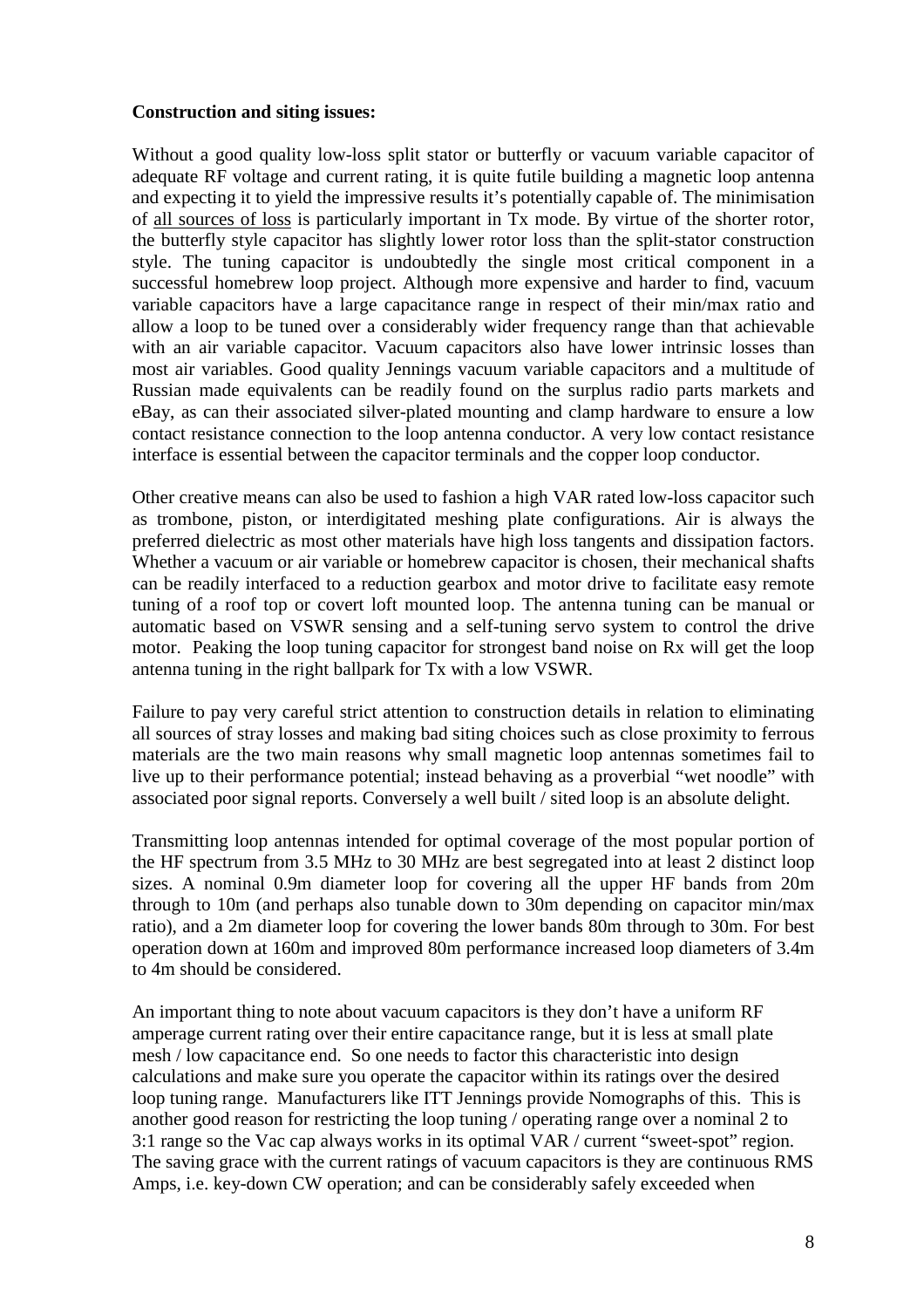**Construction and siting issues:**

Without a good quality low-loss split stator or butterfly or vacuum variable capacitor of adequate RF voltage and current rating, it is quite futile building a magnetic loop antenna and expecting it to yield the impressive results it's potentially capable of. The minimisation of <u>all sources of loss</u> is particularly important in Tx mode. By virtue of the shorter rotor, the butterfly style capacitor has slightly lower rotor loss than the split-stator construction style. The tuning capacitor is undoubtedly the single most critical component in a successful homebrew loop project. Although more expensive and harder to find, vacuum variable capacitors have a large capacitance range in respect of their min/max ratio and allow a loop to be tuned over a considerably wider frequency range than that achievable with an air variable capacitor. Vacuum capacitors also have lower intrinsic losses than most air variables. Good quality Jennings vacuum variable capacitors and a multitude of Russian made equivalents can be readily found on the surplus radio parts markets and eBay, as can their associated silver-plated mounting and clamp hardware to ensure a low contact resistance connection to the loop antenna conductor. A very low contact resistance interface is essential between the capacitor terminals and the copper loop conductor.

Other creative means can also be used to fashion a high VAR rated low-loss capacitor such as trombone, piston, or interdigitated meshing plate configurations. Air is always the preferred dielectric as most other materials have high loss tangents and dissipation factors. Whether a vacuum or air variable or homebrew capacitor is chosen, their mechanical shafts can be readily interfaced to a reduction gearbox and motor drive to facilitate easy remote tuning of a roof top or covert loft mounted loop. The antenna tuning can be manual or automatic based on VSWR sensing and a self-tuning servo system to control the drive motor. Peaking the loop tuning capacitor for strongest band noise on Rx will get the loop antenna tuning in the right ballpark for Tx with a low VSWR.

Failure to pay very careful strict attention to construction details in relation to eliminating all sources of stray losses and making bad siting choices such as close proximity to ferrous materials are the two main reasons why small magnetic loop antennas sometimes fail to live up to their performance potential; instead behaving as a proverbial "wet noodle" with associated poor signal reports. Conversely a well built / sited loop is an absolute delight.

Transmitting loop antennas intended for optimal coverage of the most popular portion of the HF spectrum from 3.5 MHz to 30 MHz are best segregated into at least 2 distinct loop sizes. A nominal 0.9m diameter loop for covering all the upper HF bands from 20m through to 10m (and perhaps also tunable down to 30m depending on capacitor min/max ratio), and a 2m diameter loop for covering the lower bands 80m through to 30m. For best operation down at 160m and improved 80m performance increased loop diameters of 3.4m to 4m should be considered.

An important thing to note about vacuum capacitors is they don't have a uniform RF amperage current rating over their entire capacitance range, but it is less at small plate mesh / low capacitance end. So one needs to factor this characteristic into design calculations and make sure you operate the capacitor within its ratings over the desired loop tuning range. Manufacturers like ITT Jennings provide Nomographs of this. This is another good reason for restricting the loop tuning / operating range over a nominal 2 to 3:1 range so the Vac cap always works in its optimal VAR / current "sweet-spot" region. The saving grace with the current ratings of vacuum capacitors is they are continuous RMS Amps, i.e. key-down CW operation; and can be considerably safely exceeded when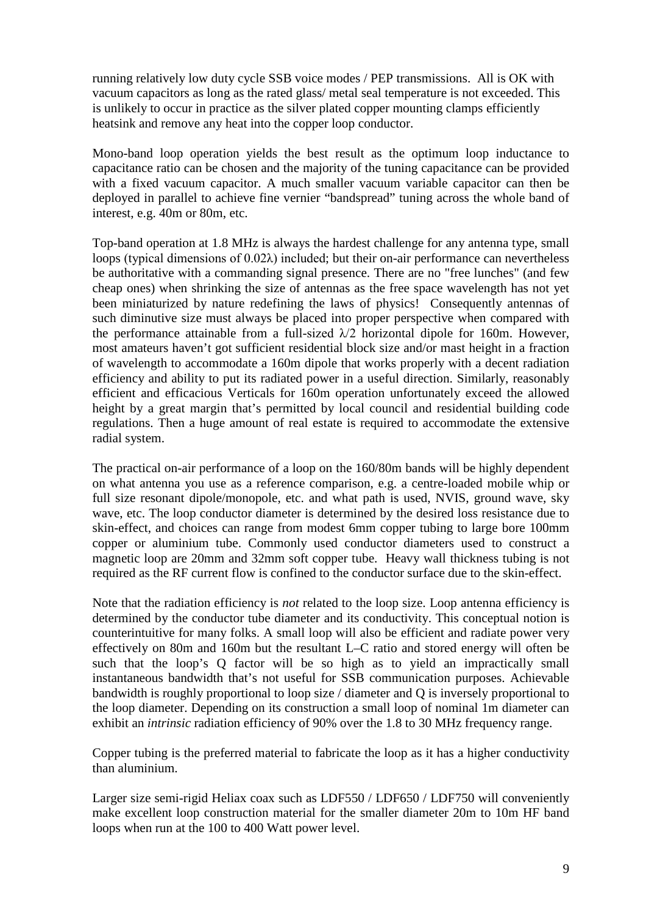running relatively low duty cycle SSB voice modes / PEP transmissions. All is OK with vacuum capacitors as long as the rated glass/ metal seal temperature is not exceeded. This is unlikely to occur in practice as the silver plated copper mounting clamps efficiently heatsink and remove any heat into the copper loop conductor.

Mono-band loop operation yields the best result as the optimum loop inductance to capacitance ratio can be chosen and the majority of the tuning capacitance can be provided with a fixed vacuum capacitor. A much smaller vacuum variable capacitor can then be deployed in parallel to achieve fine vernier "bandspread" tuning across the whole band of interest, e.g. 40m or 80m, etc.

Top-band operation at 1.8 MHz is always the hardest challenge for any antenna type, small loops (typical dimensions of $0.02\lambda$) included; but their on-air performance can nevertheless be authoritative with a commanding signal presence. There are no "free lunches" (and few cheap ones) when shrinking the size of antennas as the free space wavelength has not yet been miniaturized by nature redefining the laws of physics! Consequently antennas of such diminutive size must always be placed into proper perspective when compared with the performance attainable from a full-sized $\lambda/2$ horizontal dipole for 160m. However, most amateurs haven't got sufficient residential block size and/or mast height in a fraction of wavelength to accommodate a 160m dipole that works properly with a decent radiation efficiency and ability to put its radiated power in a useful direction. Similarly, reasonably efficient and efficacious Verticals for 160m operation unfortunately exceed the allowed height by a great margin that's permitted by local council and residential building code regulations. Then a huge amount of real estate is required to accommodate the extensive radial system.

The practical on-air performance of a loop on the 160/80m bands will be highly dependent on what antenna you use as a reference comparison, e.g. a centre-loaded mobile whip or full size resonant dipole/monopole, etc. and what path is used, NVIS, ground wave, sky wave, etc. The loop conductor diameter is determined by the desired loss resistance due to skin-effect, and choices can range from modest 6mm copper tubing to large bore 100mm copper or aluminium tube. Commonly used conductor diameters used to construct a magnetic loop are 20mm and 32mm soft copper tube. Heavy wall thickness tubing is not required as the RF current flow is confined to the conductor surface due to the skin-effect.

Note that the radiation efficiency is *not* related to the loop size. Loop antenna efficiency is determined by the conductor tube diameter and its conductivity. This conceptual notion is counterintuitive for many folks. A small loop will also be efficient and radiate power very effectively on 80m and 160m but the resultant L–C ratio and stored energy will often be such that the loop's Q factor will be so high as to yield an impractically small instantaneous bandwidth that's not useful for SSB communication purposes. Achievable bandwidth is roughly proportional to loop size / diameter and Q is inversely proportional to the loop diameter. Depending on its construction a small loop of nominal 1m diameter can exhibit an *intrinsic* radiation efficiency of 90% over the 1.8 to 30 MHz frequency range.

Copper tubing is the preferred material to fabricate the loop as it has a higher conductivity than aluminium.

Larger size semi-rigid Heliax coax such as LDF550 / LDF650 / LDF750 will conveniently make excellent loop construction material for the smaller diameter 20m to 10m HF band loops when run at the 100 to 400 Watt power level.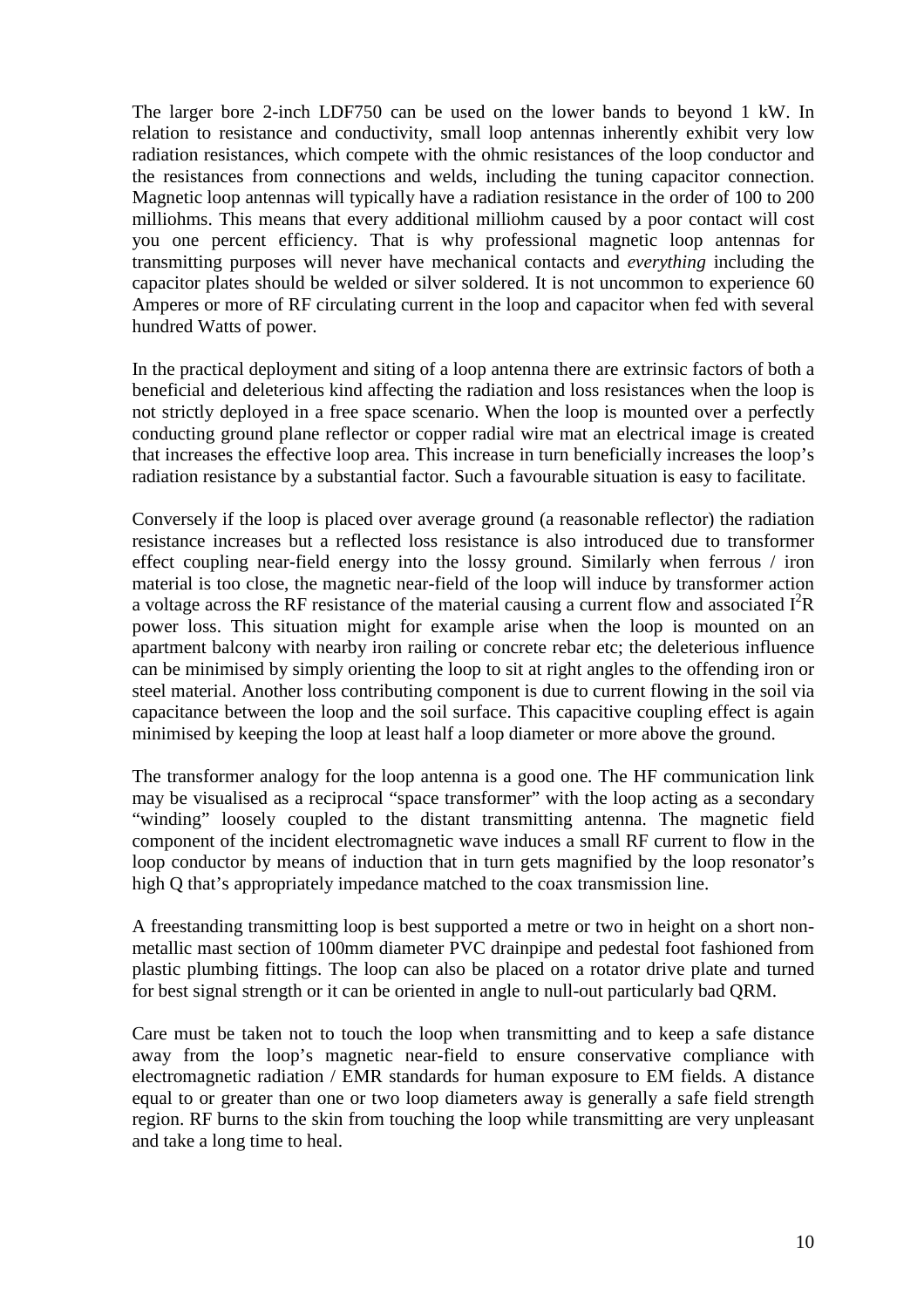The larger bore 2-inch LDF750 can be used on the lower bands to beyond 1 kW. In relation to resistance and conductivity, small loop antennas inherently exhibit very low radiation resistances, which compete with the ohmic resistances of the loop conductor and the resistances from connections and welds, including the tuning capacitor connection. Magnetic loop antennas will typically have a radiation resistance in the order of 100 to 200 milliohms. This means that every additional milliohm caused by a poor contact will cost you one percent efficiency. That is why professional magnetic loop antennas for transmitting purposes will never have mechanical contacts and *everything* including the capacitor plates should be welded or silver soldered. It is not uncommon to experience 60 Amperes or more of RF circulating current in the loop and capacitor when fed with several hundred Watts of power.

In the practical deployment and siting of a loop antenna there are extrinsic factors of both a beneficial and deleterious kind affecting the radiation and loss resistances when the loop is not strictly deployed in a free space scenario. When the loop is mounted over a perfectly conducting ground plane reflector or copper radial wire mat an electrical image is created that increases the effective loop area. This increase in turn beneficially increases the loop's radiation resistance by a substantial factor. Such a favourable situation is easy to facilitate.

Conversely if the loop is placed over average ground (a reasonable reflector) the radiation resistance increases but a reflected loss resistance is also introduced due to transformer effect coupling near-field energy into the lossy ground. Similarly when ferrous / iron material is too close, the magnetic near-field of the loop will induce by transformer action a voltage across the RF resistance of the material causing a current flow and associated $I^2R$ power loss. This situation might for example arise when the loop is mounted on an apartment balcony with nearby iron railing or concrete rebar etc; the deleterious influence can be minimised by simply orienting the loop to sit at right angles to the offending iron or steel material. Another loss contributing component is due to current flowing in the soil via capacitance between the loop and the soil surface. This capacitive coupling effect is again minimised by keeping the loop at least half a loop diameter or more above the ground.

The transformer analogy for the loop antenna is a good one. The HF communication link may be visualised as a reciprocal "space transformer" with the loop acting as a secondary "winding" loosely coupled to the distant transmitting antenna. The magnetic field component of the incident electromagnetic wave induces a small RF current to flow in the loop conductor by means of induction that in turn gets magnified by the loop resonator's high Q that's appropriately impedance matched to the coax transmission line.

A freestanding transmitting loop is best supported a metre or two in height on a short non-metallic mast section of 100mm diameter PVC drainpipe and pedestal foot fashioned from plastic plumbing fittings. The loop can also be placed on a rotator drive plate and turned for best signal strength or it can be oriented in angle to null-out particularly bad QRM.

Care must be taken not to touch the loop when transmitting and to keep a safe distance away from the loop's magnetic near-field to ensure conservative compliance with electromagnetic radiation / EMR standards for human exposure to EM fields. A distance equal to or greater than one or two loop diameters away is generally a safe field strength region. RF burns to the skin from touching the loop while transmitting are very unpleasant and take a long time to heal.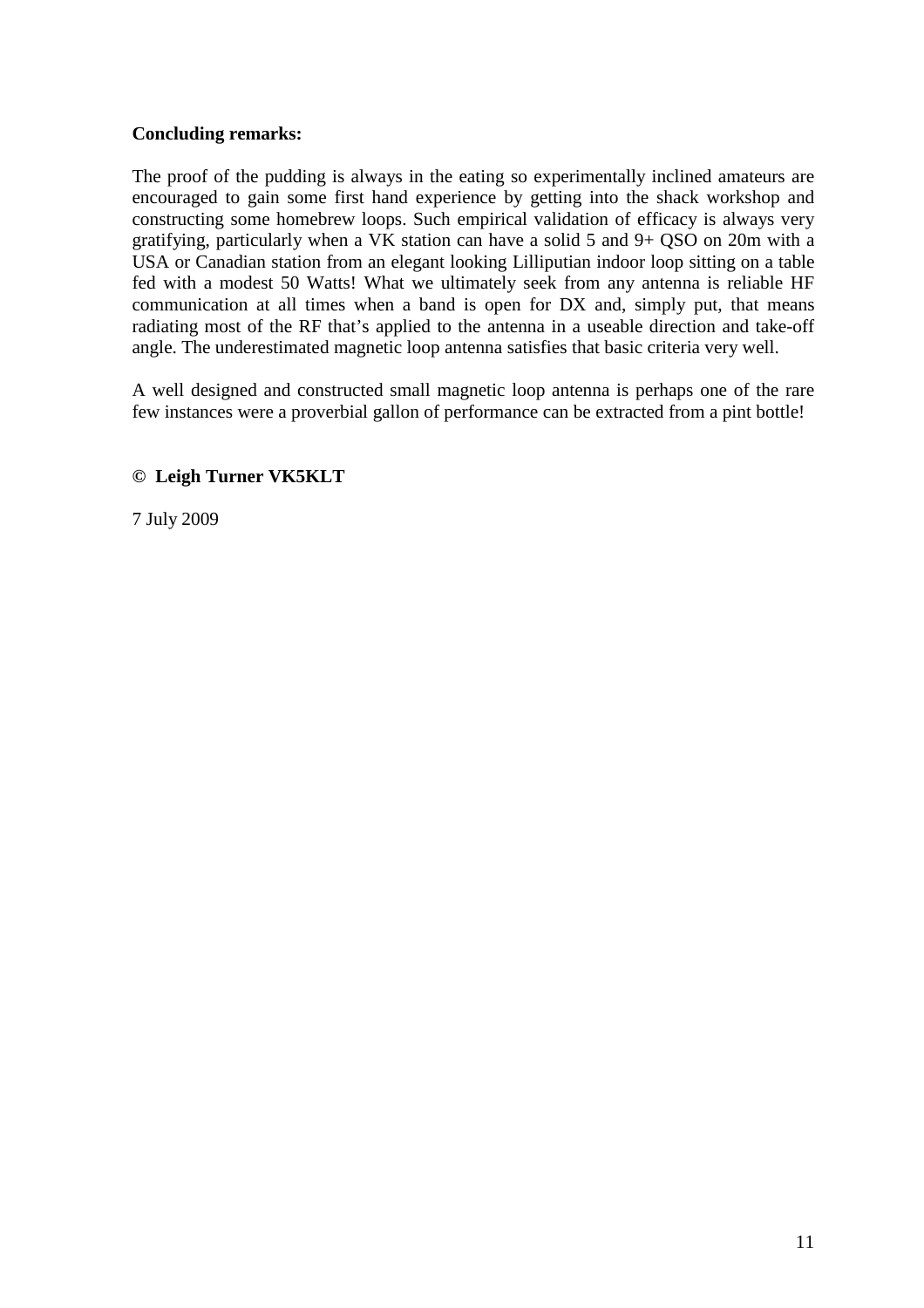**Concluding remarks:**

The proof of the pudding is always in the eating so experimentally inclined amateurs are encouraged to gain some first hand experience by getting into the shack workshop and constructing some homebrew loops. Such empirical validation of efficacy is always very gratifying, particularly when a VK station can have a solid 5 and 9+ QSO on 20m with a USA or Canadian station from an elegant looking Lilliputian indoor loop sitting on a table fed with a modest 50 Watts! What we ultimately seek from any antenna is reliable HF communication at all times when a band is open for DX and, simply put, that means radiating most of the RF that's applied to the antenna in a useable direction and take-off angle. The underestimated magnetic loop antenna satisfies that basic criteria very well.

A well designed and constructed small magnetic loop antenna is perhaps one of the rare few instances were a proverbial gallon of performance can be extracted from a pint bottle!

**© Leigh Turner VK5KLT**

7 July 2009